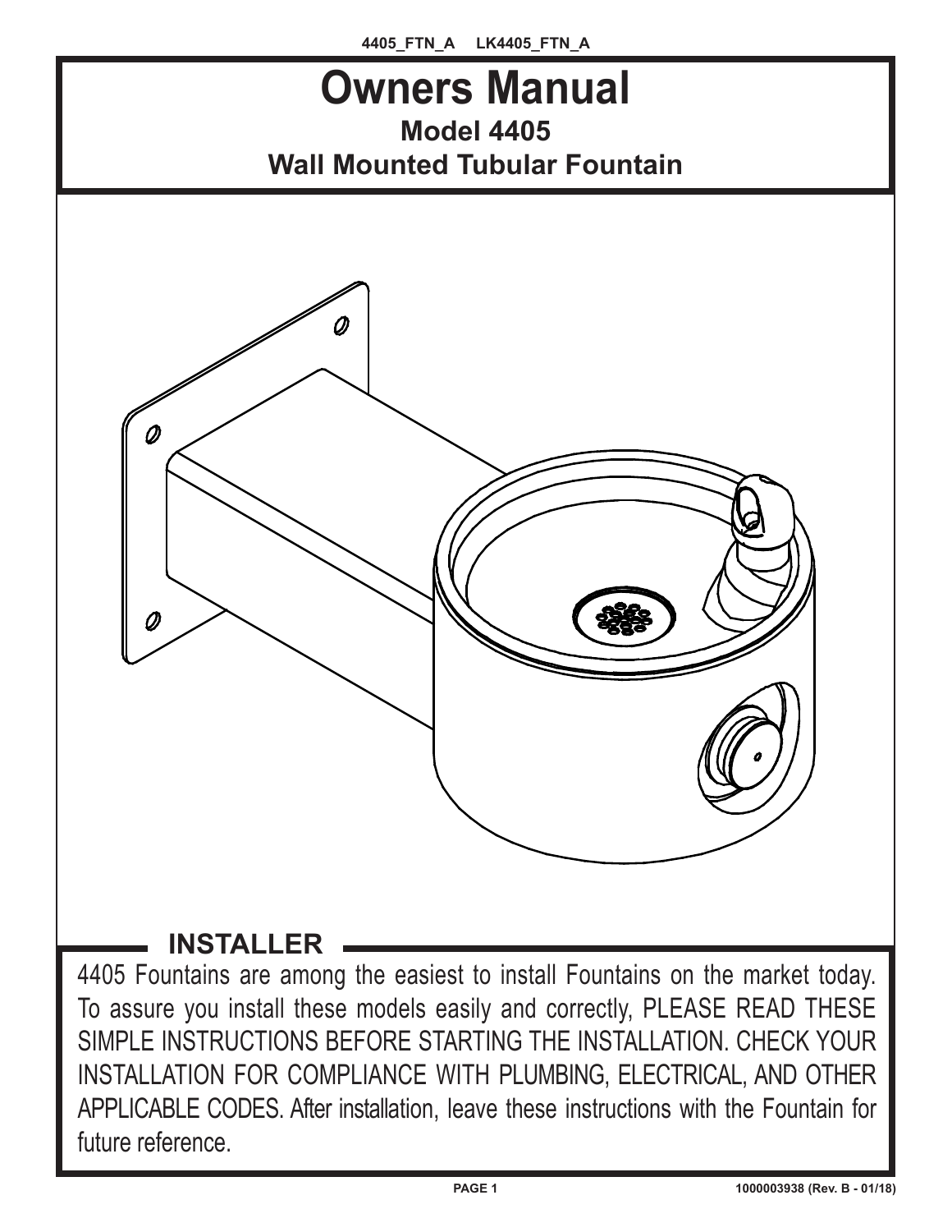4405_FTN_A    LK4405_FTN_A

# Owners Manual

## Model 4405

## Wall Mounted Tubular Fountain

## INSTALLER

4405 Fountains are among the easiest to install Fountains on the market today. To assure you install these models easily and correctly, PLEASE READ THESE SIMPLE INSTRUCTIONS BEFORE STARTING THE INSTALLATION. CHECK YOUR INSTALLATION FOR COMPLIANCE WITH PLUMBING, ELECTRICAL, AND OTHER APPLICABLE CODES. After installation, leave these instructions with the Fountain for future reference.

1000003938 (Rev. B - 01/18)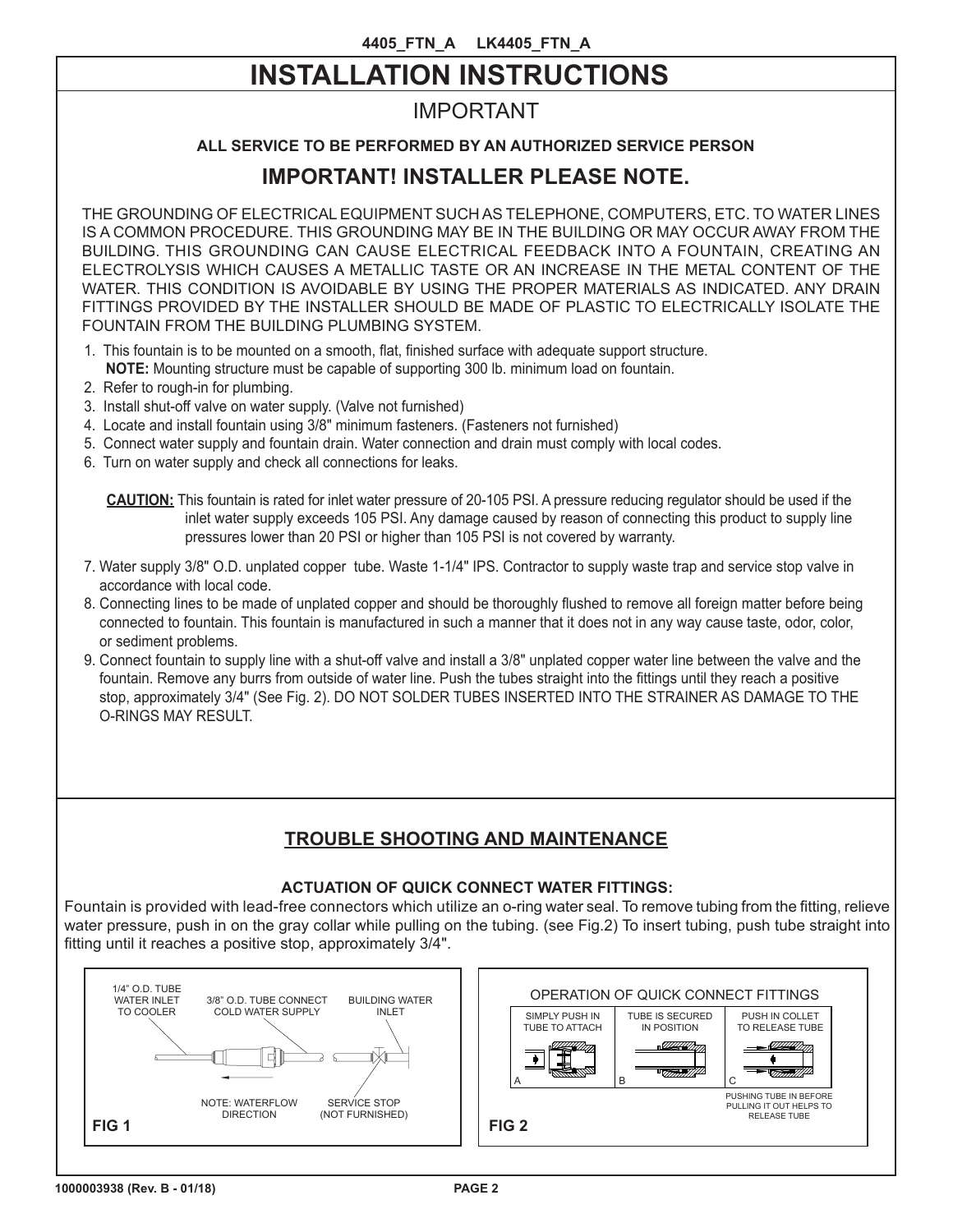# INSTALLATION INSTRUCTIONS

## IMPORTANT

**ALL SERVICE TO BE PERFORMED BY AN AUTHORIZED SERVICE PERSON**

## IMPORTANT! INSTALLER PLEASE NOTE.

THE GROUNDING OF ELECTRICAL EQUIPMENT SUCH AS TELEPHONE, COMPUTERS, ETC. TO WATER LINES IS A COMMON PROCEDURE. THIS GROUNDING MAY BE IN THE BUILDING OR MAY OCCUR AWAY FROM THE BUILDING. THIS GROUNDING CAN CAUSE ELECTRICAL FEEDBACK INTO A FOUNTAIN, CREATING AN ELECTROLYSIS WHICH CAUSES A METALLIC TASTE OR AN INCREASE IN THE METAL CONTENT OF THE WATER. THIS CONDITION IS AVOIDABLE BY USING THE PROPER MATERIALS AS INDICATED. ANY DRAIN FITTINGS PROVIDED BY THE INSTALLER SHOULD BE MADE OF PLASTIC TO ELECTRICALLY ISOLATE THE FOUNTAIN FROM THE BUILDING PLUMBING SYSTEM.

1. This fountain is to be mounted on a smooth, flat, finished surface with adequate support structure.
   **NOTE:** Mounting structure must be capable of supporting 300 lb. minimum load on fountain.
2. Refer to rough-in for plumbing.
3. Install shut-off valve on water supply. (Valve not furnished)
4. Locate and install fountain using 3/8" minimum fasteners. (Fasteners not furnished)
5. Connect water supply and fountain drain. Water connection and drain must comply with local codes.
6. Turn on water supply and check all connections for leaks.

   **CAUTION:** This fountain is rated for inlet water pressure of 20-105 PSI. A pressure reducing regulator should be used if the inlet water supply exceeds 105 PSI. Any damage caused by reason of connecting this product to supply line pressures lower than 20 PSI or higher than 105 PSI is not covered by warranty.

7. Water supply 3/8" O.D. unplated copper tube. Waste 1-1/4" IPS. Contractor to supply waste trap and service stop valve in accordance with local code.
8. Connecting lines to be made of unplated copper and should be thoroughly flushed to remove all foreign matter before being connected to fountain. This fountain is manufactured in such a manner that it does not in any way cause taste, odor, color, or sediment problems.
9. Connect fountain to supply line with a shut-off valve and install a 3/8" unplated copper water line between the valve and the fountain. Remove any burrs from outside of water line. Push the tubes straight into the fittings until they reach a positive stop, approximately 3/4" (See Fig. 2). DO NOT SOLDER TUBES INSERTED INTO THE STRAINER AS DAMAGE TO THE O-RINGS MAY RESULT.

## TROUBLE SHOOTING AND MAINTENANCE

### ACTUATION OF QUICK CONNECT WATER FITTINGS:

Fountain is provided with lead-free connectors which utilize an o-ring water seal. To remove tubing from the fitting, relieve water pressure, push in on the gray collar while pulling on the tubing. (see Fig.2) To insert tubing, push tube straight into fitting until it reaches a positive stop, approximately 3/4".

1/4" O.D. TUBE WATER INLET TO COOLER

3/8" O.D. TUBE CONNECT COLD WATER SUPPLY

BUILDING WATER INLET

NOTE: WATERFLOW DIRECTION

SERVICE STOP (NOT FURNISHED)

FIG 1

OPERATION OF QUICK CONNECT FITTINGS

A SIMPLY PUSH IN TUBE TO ATTACH

B TUBE IS SECURED IN POSITION

C PUSH IN COLLET TO RELEASE TUBE

PUSHING TUBE IN BEFORE PULLING IT OUT HELPS TO RELEASE TUBE

FIG 2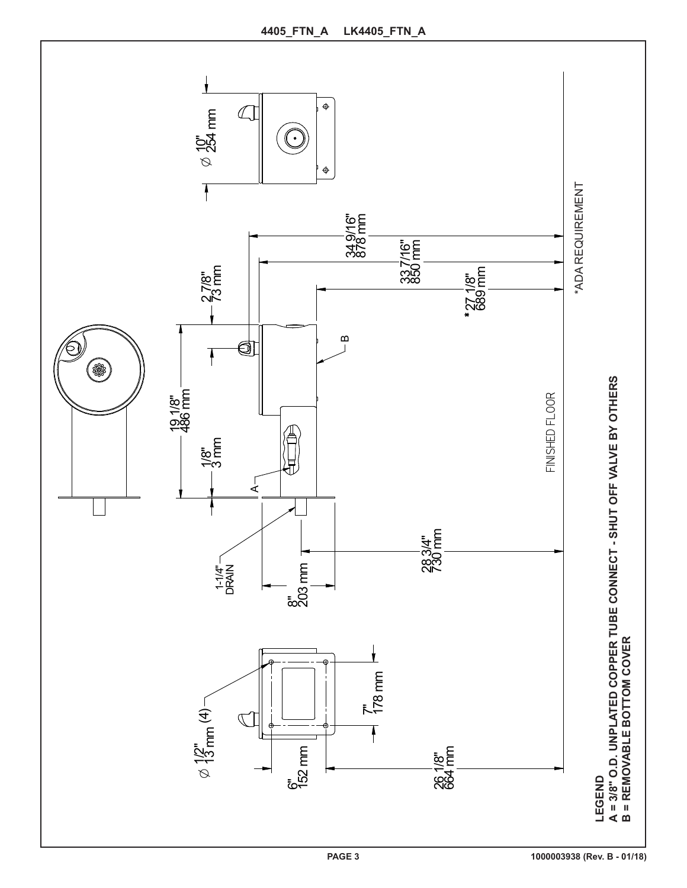4405_FTN_A LK4405_FTN_A

Ø 10"
254 mm

34 9/16"
878 mm

33 7/16"
850 mm

2 7/8"
73 mm

* 27 1/8"
689 mm

*ADA REQUIREMENT

19 1/8"
486 mm

B

FINISHED FLOOR

1/8"
3 mm

A

1-1/4"
DRAIN

28 3/4"
730 mm

8"
203 mm

Ø 1/2"
13 mm (4)

7"
178 mm

6"
152 mm

26 1/8"
664 mm

**LEGEND**
**A = 3/8" O.D. UNPLATED COPPER TUBE CONNECT - SHUT OFF VALVE BY OTHERS**
**B = REMOVABLE BOTTOM COVER**

1000003938 (Rev. B - 01/18)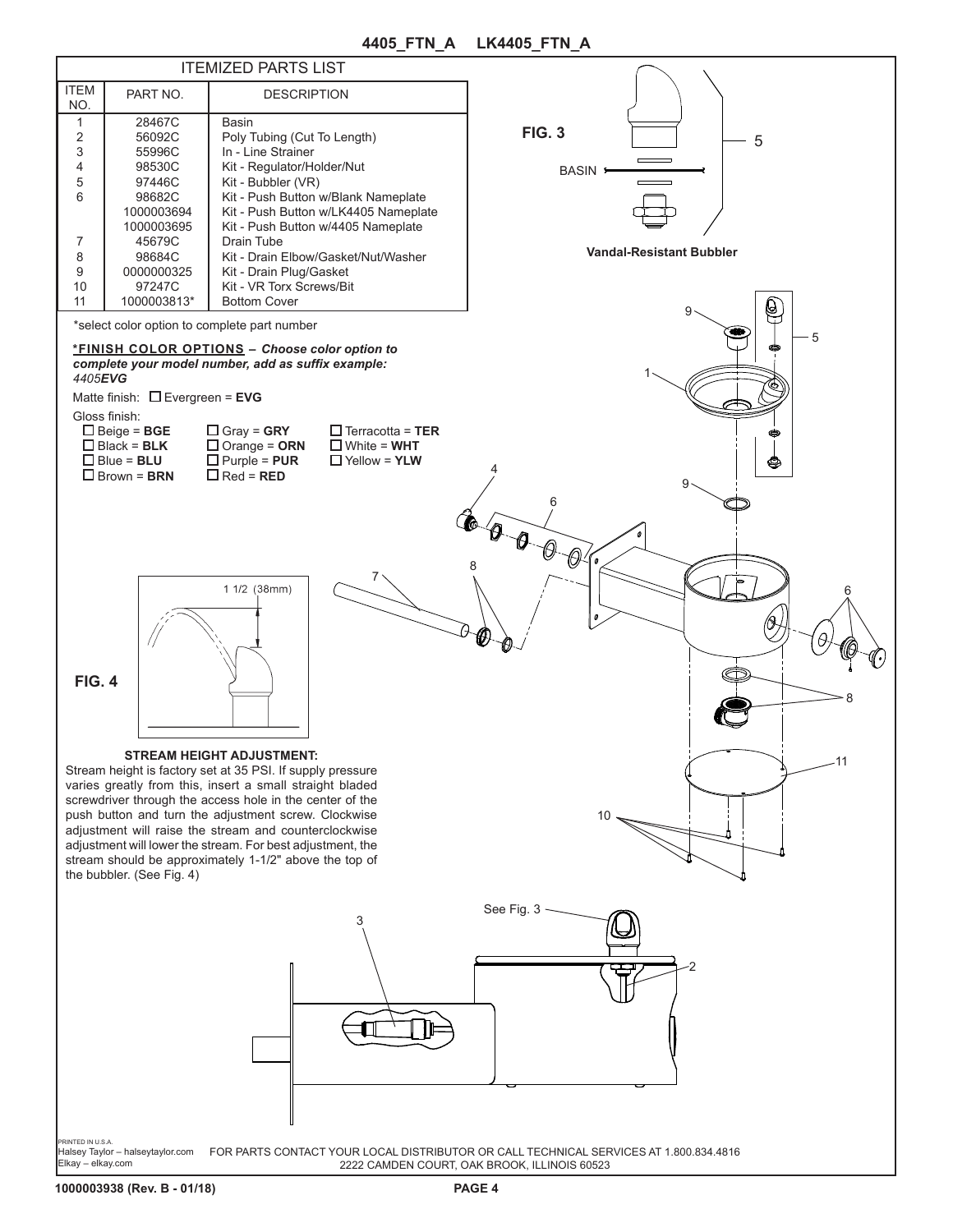## ITEMIZED PARTS LIST

| ITEM NO. | PART NO. | DESCRIPTION |
|---|---|---|
| 1 | 28467C | Basin |
| 2 | 56092C | Poly Tubing (Cut To Length) |
| 3 | 55996C | In - Line Strainer |
| 4 | 98530C | Kit - Regulator/Holder/Nut |
| 5 | 97446C | Kit - Bubbler (VR) |
| 6 | 98682C | Kit - Push Button w/Blank Nameplate |
| | 1000003694 | Kit - Push Button w/LK4405 Nameplate |
| | 1000003695 | Kit - Push Button w/4405 Nameplate |
| 7 | 45679C | Drain Tube |
| 8 | 98684C | Kit - Drain Elbow/Gasket/Nut/Washer |
| 9 | 0000000325 | Kit - Drain Plug/Gasket |
| 10 | 97247C | Kit - VR Torx Screws/Bit |
| 11 | 1000003813* | Bottom Cover |

*select color option to complete part number

**\*FINISH COLOR OPTIONS** – ***Choose color option to complete your model number, add as suffix example:*** *4405**EVG***

Matte finish: ☐ Evergreen = **EVG**

Gloss finish:

- ☐ Beige = **BGE**
- ☐ Black = **BLK**
- ☐ Blue = **BLU**
- ☐ Brown = **BRN**
- ☐ Gray = **GRY**
- ☐ Orange = **ORN**
- ☐ Purple = **PUR**
- ☐ Red = **RED**
- ☐ Terracotta = **TER**
- ☐ White = **WHT**
- ☐ Yellow = **YLW**

**FIG. 3**

BASIN

5

**Vandal-Resistant Bubbler**

**FIG. 4**

1 1/2 (38mm)

### STREAM HEIGHT ADJUSTMENT:

Stream height is factory set at 35 PSI. If supply pressure varies greatly from this, insert a small straight bladed screwdriver through the access hole in the center of the push button and turn the adjustment screw. Clockwise adjustment will raise the stream and counterclockwise adjustment will lower the stream. For best adjustment, the stream should be approximately 1-1/2" above the top of the bubbler. (See Fig. 4)

See Fig. 3

PRINTED IN U.S.A.
Halsey Taylor – halseytaylor.com
Elkay – elkay.com

FOR PARTS CONTACT YOUR LOCAL DISTRIBUTOR OR CALL TECHNICAL SERVICES AT 1.800.834.4816
2222 CAMDEN COURT, OAK BROOK, ILLINOIS 60523

1000003938 (Rev. B - 01/18)